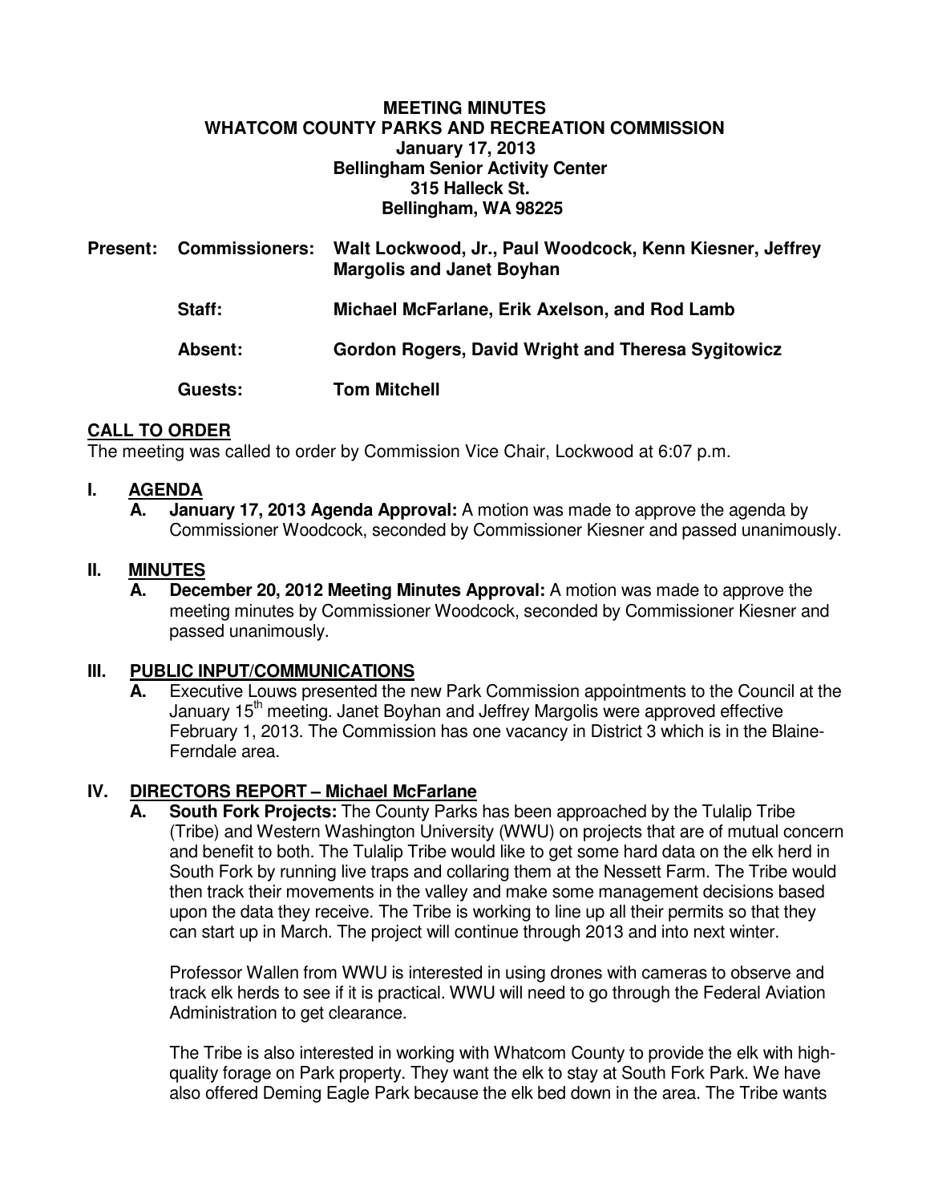**MEETING MINUTES**
**WHATCOM COUNTY PARKS AND RECREATION COMMISSION**
**January 17, 2013**
**Bellingham Senior Activity Center**
**315 Halleck St.**
**Bellingham, WA 98225**

| | | |
|---|---|---|
| **Present:** | **Commissioners:** | **Walt Lockwood, Jr., Paul Woodcock, Kenn Kiesner, Jeffrey Margolis and Janet Boyhan** |
| | **Staff:** | **Michael McFarlane, Erik Axelson, and Rod Lamb** |
| | **Absent:** | **Gordon Rogers, David Wright and Theresa Sygitowicz** |
| | **Guests:** | **Tom Mitchell** |

## CALL TO ORDER

The meeting was called to order by Commission Vice Chair, Lockwood at 6:07 p.m.

## I. AGENDA

**A. January 17, 2013 Agenda Approval:** A motion was made to approve the agenda by Commissioner Woodcock, seconded by Commissioner Kiesner and passed unanimously.

## II. MINUTES

**A. December 20, 2012 Meeting Minutes Approval:** A motion was made to approve the meeting minutes by Commissioner Woodcock, seconded by Commissioner Kiesner and passed unanimously.

## III. PUBLIC INPUT/COMMUNICATIONS

**A.** Executive Louws presented the new Park Commission appointments to the Council at the January 15th meeting. Janet Boyhan and Jeffrey Margolis were approved effective February 1, 2013. The Commission has one vacancy in District 3 which is in the Blaine-Ferndale area.

## IV. DIRECTORS REPORT – Michael McFarlane

**A. South Fork Projects:** The County Parks has been approached by the Tulalip Tribe (Tribe) and Western Washington University (WWU) on projects that are of mutual concern and benefit to both. The Tulalip Tribe would like to get some hard data on the elk herd in South Fork by running live traps and collaring them at the Nessett Farm. The Tribe would then track their movements in the valley and make some management decisions based upon the data they receive. The Tribe is working to line up all their permits so that they can start up in March. The project will continue through 2013 and into next winter.

Professor Wallen from WWU is interested in using drones with cameras to observe and track elk herds to see if it is practical. WWU will need to go through the Federal Aviation Administration to get clearance.

The Tribe is also interested in working with Whatcom County to provide the elk with high-quality forage on Park property. They want the elk to stay at South Fork Park. We have also offered Deming Eagle Park because the elk bed down in the area. The Tribe wants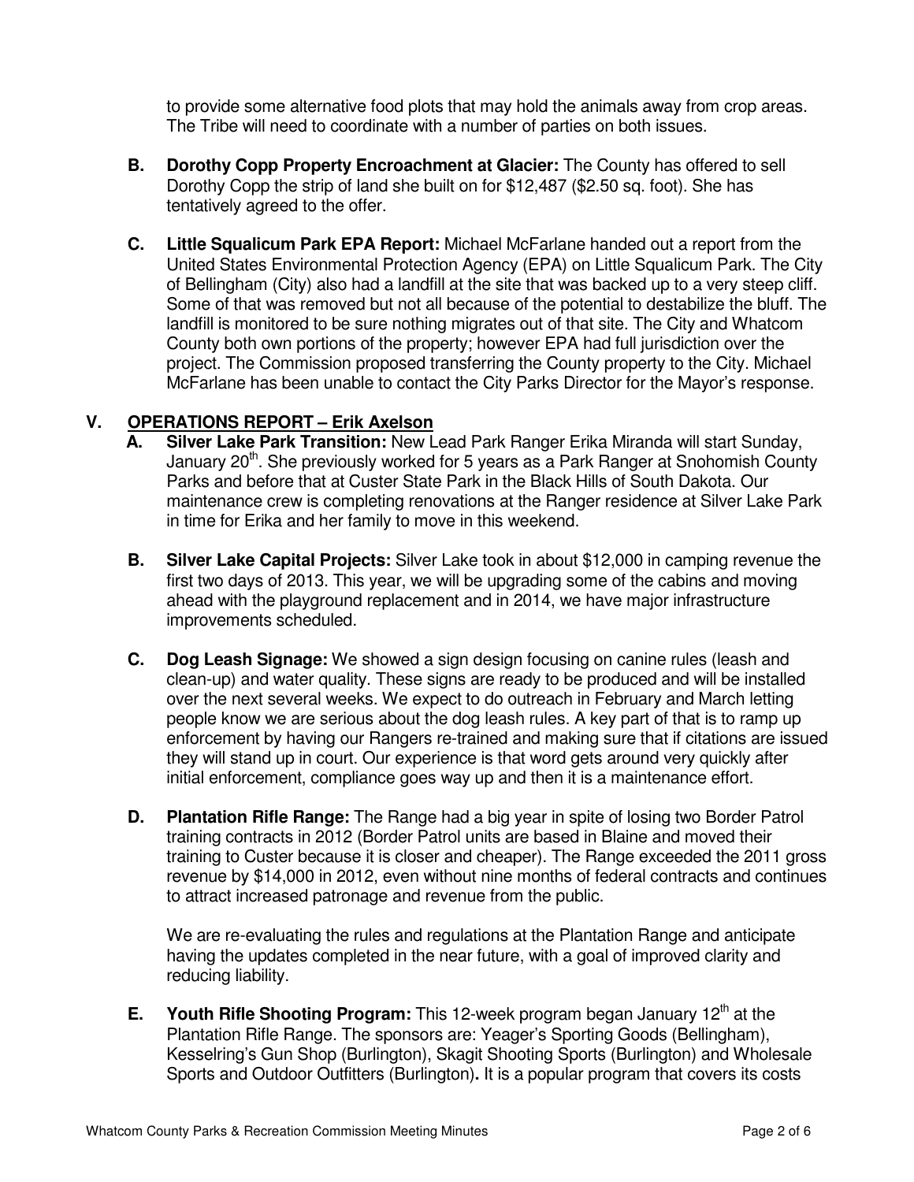to provide some alternative food plots that may hold the animals away from crop areas. The Tribe will need to coordinate with a number of parties on both issues.

**B. Dorothy Copp Property Encroachment at Glacier:** The County has offered to sell Dorothy Copp the strip of land she built on for $12,487 ($2.50 sq. foot). She has tentatively agreed to the offer.

**C. Little Squalicum Park EPA Report:** Michael McFarlane handed out a report from the United States Environmental Protection Agency (EPA) on Little Squalicum Park. The City of Bellingham (City) also had a landfill at the site that was backed up to a very steep cliff. Some of that was removed but not all because of the potential to destabilize the bluff. The landfill is monitored to be sure nothing migrates out of that site. The City and Whatcom County both own portions of the property; however EPA had full jurisdiction over the project. The Commission proposed transferring the County property to the City. Michael McFarlane has been unable to contact the City Parks Director for the Mayor's response.

## V. OPERATIONS REPORT – Erik Axelson

**A. Silver Lake Park Transition:** New Lead Park Ranger Erika Miranda will start Sunday, January 20th. She previously worked for 5 years as a Park Ranger at Snohomish County Parks and before that at Custer State Park in the Black Hills of South Dakota. Our maintenance crew is completing renovations at the Ranger residence at Silver Lake Park in time for Erika and her family to move in this weekend.

**B. Silver Lake Capital Projects:** Silver Lake took in about $12,000 in camping revenue the first two days of 2013. This year, we will be upgrading some of the cabins and moving ahead with the playground replacement and in 2014, we have major infrastructure improvements scheduled.

**C. Dog Leash Signage:** We showed a sign design focusing on canine rules (leash and clean-up) and water quality. These signs are ready to be produced and will be installed over the next several weeks. We expect to do outreach in February and March letting people know we are serious about the dog leash rules. A key part of that is to ramp up enforcement by having our Rangers re-trained and making sure that if citations are issued they will stand up in court. Our experience is that word gets around very quickly after initial enforcement, compliance goes way up and then it is a maintenance effort.

**D. Plantation Rifle Range:** The Range had a big year in spite of losing two Border Patrol training contracts in 2012 (Border Patrol units are based in Blaine and moved their training to Custer because it is closer and cheaper). The Range exceeded the 2011 gross revenue by $14,000 in 2012, even without nine months of federal contracts and continues to attract increased patronage and revenue from the public.

We are re-evaluating the rules and regulations at the Plantation Range and anticipate having the updates completed in the near future, with a goal of improved clarity and reducing liability.

**E. Youth Rifle Shooting Program:** This 12-week program began January 12th at the Plantation Rifle Range. The sponsors are: Yeager's Sporting Goods (Bellingham), Kesselring's Gun Shop (Burlington), Skagit Shooting Sports (Burlington) and Wholesale Sports and Outdoor Outfitters (Burlington)**.** It is a popular program that covers its costs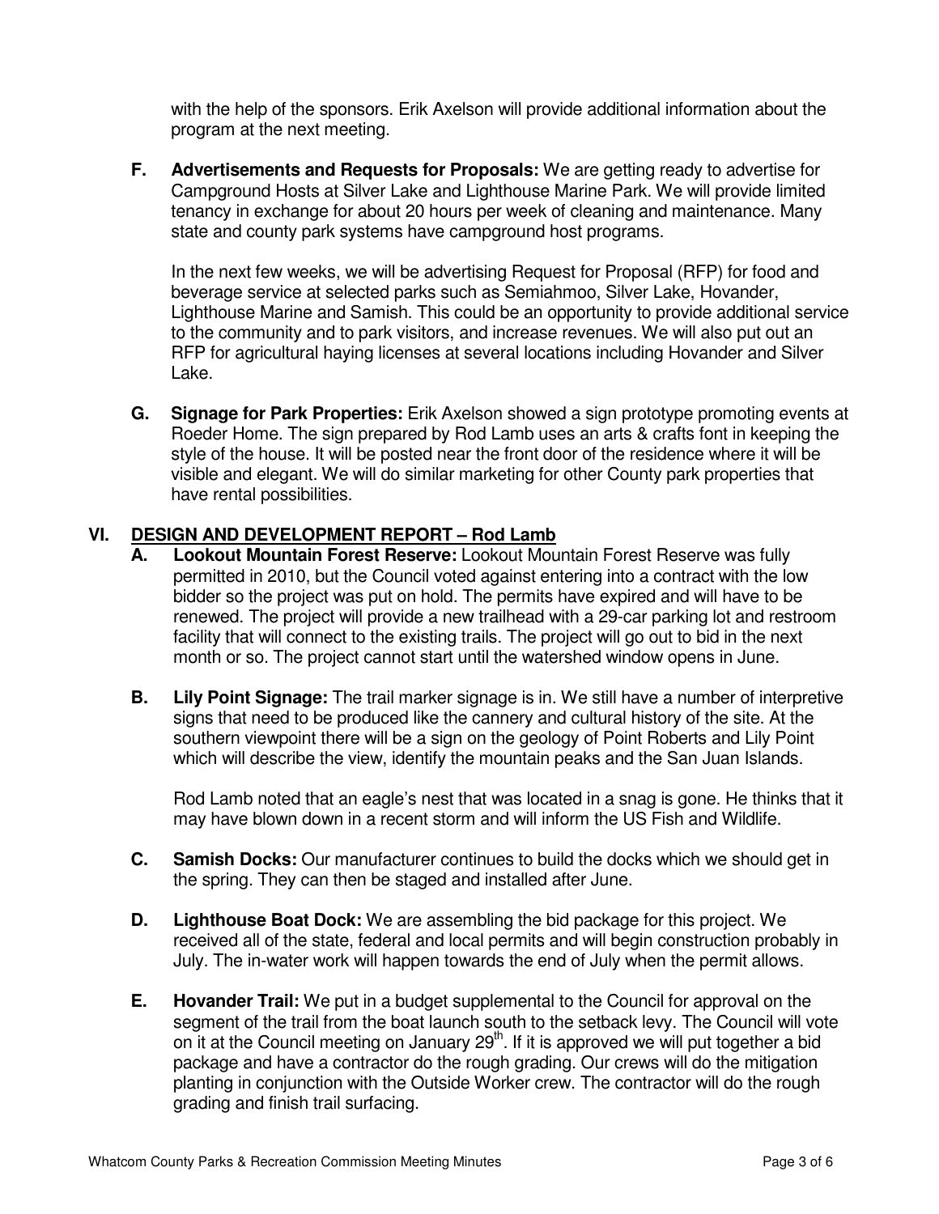with the help of the sponsors. Erik Axelson will provide additional information about the program at the next meeting.

**F. Advertisements and Requests for Proposals:** We are getting ready to advertise for Campground Hosts at Silver Lake and Lighthouse Marine Park. We will provide limited tenancy in exchange for about 20 hours per week of cleaning and maintenance. Many state and county park systems have campground host programs.

In the next few weeks, we will be advertising Request for Proposal (RFP) for food and beverage service at selected parks such as Semiahmoo, Silver Lake, Hovander, Lighthouse Marine and Samish. This could be an opportunity to provide additional service to the community and to park visitors, and increase revenues. We will also put out an RFP for agricultural haying licenses at several locations including Hovander and Silver Lake.

**G. Signage for Park Properties:** Erik Axelson showed a sign prototype promoting events at Roeder Home. The sign prepared by Rod Lamb uses an arts & crafts font in keeping the style of the house. It will be posted near the front door of the residence where it will be visible and elegant. We will do similar marketing for other County park properties that have rental possibilities.

## VI. <u>DESIGN AND DEVELOPMENT REPORT – Rod Lamb</u>

**A. Lookout Mountain Forest Reserve:** Lookout Mountain Forest Reserve was fully permitted in 2010, but the Council voted against entering into a contract with the low bidder so the project was put on hold. The permits have expired and will have to be renewed. The project will provide a new trailhead with a 29-car parking lot and restroom facility that will connect to the existing trails. The project will go out to bid in the next month or so. The project cannot start until the watershed window opens in June.

**B. Lily Point Signage:** The trail marker signage is in. We still have a number of interpretive signs that need to be produced like the cannery and cultural history of the site. At the southern viewpoint there will be a sign on the geology of Point Roberts and Lily Point which will describe the view, identify the mountain peaks and the San Juan Islands.

Rod Lamb noted that an eagle's nest that was located in a snag is gone. He thinks that it may have blown down in a recent storm and will inform the US Fish and Wildlife.

**C. Samish Docks:** Our manufacturer continues to build the docks which we should get in the spring. They can then be staged and installed after June.

**D. Lighthouse Boat Dock:** We are assembling the bid package for this project. We received all of the state, federal and local permits and will begin construction probably in July. The in-water work will happen towards the end of July when the permit allows.

**E. Hovander Trail:** We put in a budget supplemental to the Council for approval on the segment of the trail from the boat launch south to the setback levy. The Council will vote on it at the Council meeting on January 29th. If it is approved we will put together a bid package and have a contractor do the rough grading. Our crews will do the mitigation planting in conjunction with the Outside Worker crew. The contractor will do the rough grading and finish trail surfacing.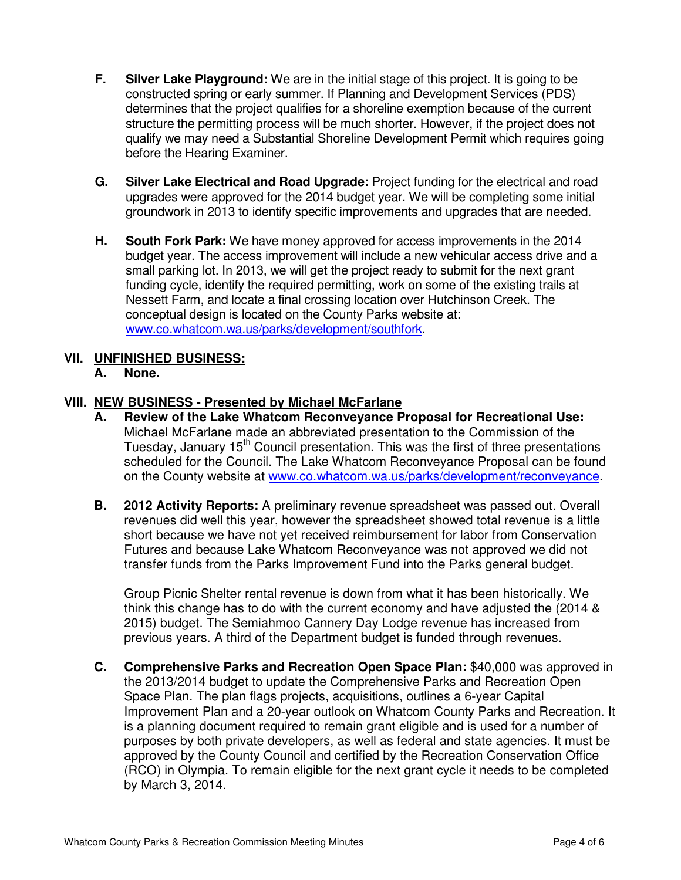**F. Silver Lake Playground:** We are in the initial stage of this project. It is going to be constructed spring or early summer. If Planning and Development Services (PDS) determines that the project qualifies for a shoreline exemption because of the current structure the permitting process will be much shorter. However, if the project does not qualify we may need a Substantial Shoreline Development Permit which requires going before the Hearing Examiner.

**G. Silver Lake Electrical and Road Upgrade:** Project funding for the electrical and road upgrades were approved for the 2014 budget year. We will be completing some initial groundwork in 2013 to identify specific improvements and upgrades that are needed.

**H. South Fork Park:** We have money approved for access improvements in the 2014 budget year. The access improvement will include a new vehicular access drive and a small parking lot. In 2013, we will get the project ready to submit for the next grant funding cycle, identify the required permitting, work on some of the existing trails at Nessett Farm, and locate a final crossing location over Hutchinson Creek. The conceptual design is located on the County Parks website at: www.co.whatcom.wa.us/parks/development/southfork.

## VII. UNFINISHED BUSINESS:

**A. None.**

## VIII. NEW BUSINESS - Presented by Michael McFarlane

**A. Review of the Lake Whatcom Reconveyance Proposal for Recreational Use:** Michael McFarlane made an abbreviated presentation to the Commission of the Tuesday, January 15th Council presentation. This was the first of three presentations scheduled for the Council. The Lake Whatcom Reconveyance Proposal can be found on the County website at www.co.whatcom.wa.us/parks/development/reconveyance.

**B. 2012 Activity Reports:** A preliminary revenue spreadsheet was passed out. Overall revenues did well this year, however the spreadsheet showed total revenue is a little short because we have not yet received reimbursement for labor from Conservation Futures and because Lake Whatcom Reconveyance was not approved we did not transfer funds from the Parks Improvement Fund into the Parks general budget.

Group Picnic Shelter rental revenue is down from what it has been historically. We think this change has to do with the current economy and have adjusted the (2014 & 2015) budget. The Semiahmoo Cannery Day Lodge revenue has increased from previous years. A third of the Department budget is funded through revenues.

**C. Comprehensive Parks and Recreation Open Space Plan:** $40,000 was approved in the 2013/2014 budget to update the Comprehensive Parks and Recreation Open Space Plan. The plan flags projects, acquisitions, outlines a 6-year Capital Improvement Plan and a 20-year outlook on Whatcom County Parks and Recreation. It is a planning document required to remain grant eligible and is used for a number of purposes by both private developers, as well as federal and state agencies. It must be approved by the County Council and certified by the Recreation Conservation Office (RCO) in Olympia. To remain eligible for the next grant cycle it needs to be completed by March 3, 2014.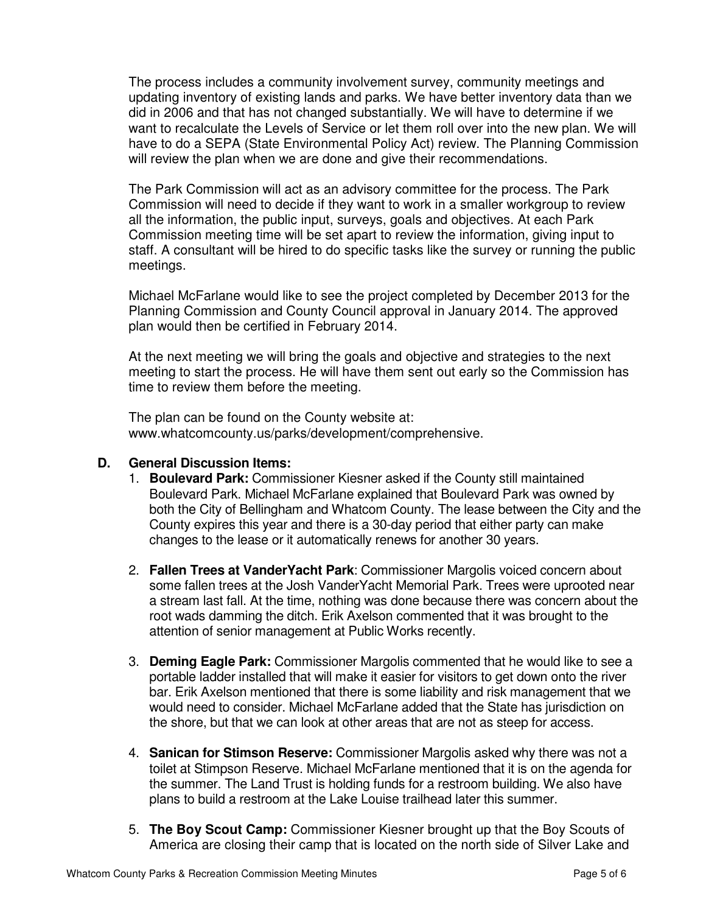The process includes a community involvement survey, community meetings and updating inventory of existing lands and parks. We have better inventory data than we did in 2006 and that has not changed substantially. We will have to determine if we want to recalculate the Levels of Service or let them roll over into the new plan. We will have to do a SEPA (State Environmental Policy Act) review. The Planning Commission will review the plan when we are done and give their recommendations.

The Park Commission will act as an advisory committee for the process. The Park Commission will need to decide if they want to work in a smaller workgroup to review all the information, the public input, surveys, goals and objectives. At each Park Commission meeting time will be set apart to review the information, giving input to staff. A consultant will be hired to do specific tasks like the survey or running the public meetings.

Michael McFarlane would like to see the project completed by December 2013 for the Planning Commission and County Council approval in January 2014. The approved plan would then be certified in February 2014.

At the next meeting we will bring the goals and objective and strategies to the next meeting to start the process. He will have them sent out early so the Commission has time to review them before the meeting.

The plan can be found on the County website at: www.whatcomcounty.us/parks/development/comprehensive.

**D. General Discussion Items:**

1. **Boulevard Park:** Commissioner Kiesner asked if the County still maintained Boulevard Park. Michael McFarlane explained that Boulevard Park was owned by both the City of Bellingham and Whatcom County. The lease between the City and the County expires this year and there is a 30-day period that either party can make changes to the lease or it automatically renews for another 30 years.

2. **Fallen Trees at VanderYacht Park**: Commissioner Margolis voiced concern about some fallen trees at the Josh VanderYacht Memorial Park. Trees were uprooted near a stream last fall. At the time, nothing was done because there was concern about the root wads damming the ditch. Erik Axelson commented that it was brought to the attention of senior management at Public Works recently.

3. **Deming Eagle Park:** Commissioner Margolis commented that he would like to see a portable ladder installed that will make it easier for visitors to get down onto the river bar. Erik Axelson mentioned that there is some liability and risk management that we would need to consider. Michael McFarlane added that the State has jurisdiction on the shore, but that we can look at other areas that are not as steep for access.

4. **Sanican for Stimson Reserve:** Commissioner Margolis asked why there was not a toilet at Stimpson Reserve. Michael McFarlane mentioned that it is on the agenda for the summer. The Land Trust is holding funds for a restroom building. We also have plans to build a restroom at the Lake Louise trailhead later this summer.

5. **The Boy Scout Camp:** Commissioner Kiesner brought up that the Boy Scouts of America are closing their camp that is located on the north side of Silver Lake and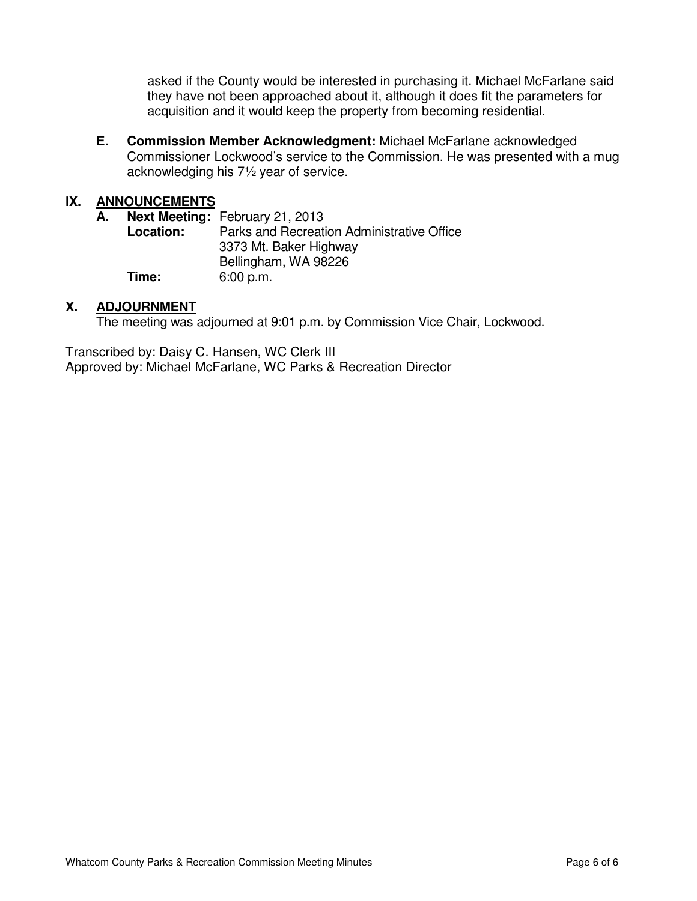asked if the County would be interested in purchasing it. Michael McFarlane said they have not been approached about it, although it does fit the parameters for acquisition and it would keep the property from becoming residential.

**E. Commission Member Acknowledgment:** Michael McFarlane acknowledged Commissioner Lockwood's service to the Commission. He was presented with a mug acknowledging his 7½ year of service.

## IX. ANNOUNCEMENTS

**A. Next Meeting:** February 21, 2013

**Location:** Parks and Recreation Administrative Office
3373 Mt. Baker Highway
Bellingham, WA 98226

**Time:** 6:00 p.m.

## X. ADJOURNMENT

The meeting was adjourned at 9:01 p.m. by Commission Vice Chair, Lockwood.

Transcribed by: Daisy C. Hansen, WC Clerk III
Approved by: Michael McFarlane, WC Parks & Recreation Director